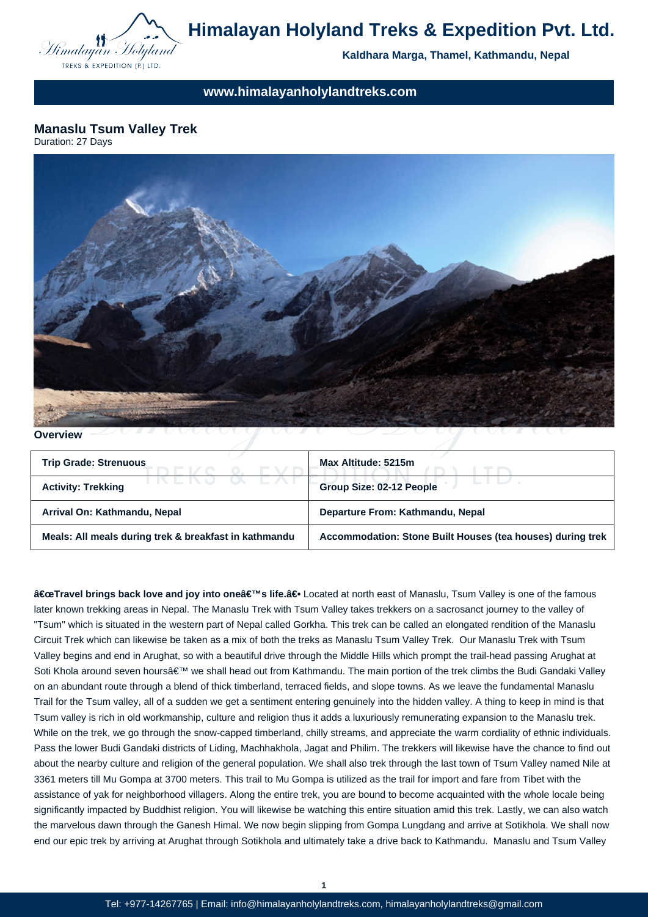# Himalayan Holyland Treks & Expedition Pvt. Ltd.

**Kaldhara Marga, Thamel, Kathmandu, Nepal**

**www.himalayanholylandtreks.com**

## Manaslu Tsum Valley Trek

Duration: 27 Days

### Overview

| Trip Grade: Strenuous | Max Altitude: 5215m |
|---|---|
| Activity: Trekking | Group Size: 02-12 People |
| Arrival On: Kathmandu, Nepal | Departure From: Kathmandu, Nepal |
| Meals: All meals during trek & breakfast in kathmandu | Accommodation: Stone Built Houses (tea houses) during trek |

**â€œTravel brings back love and joy into oneâ€™s life.â€•** Located at north east of Manaslu, Tsum Valley is one of the famous later known trekking areas in Nepal. The Manaslu Trek with Tsum Valley takes trekkers on a sacrosanct journey to the valley of "Tsum" which is situated in the western part of Nepal called Gorkha. This trek can be called an elongated rendition of the Manaslu Circuit Trek which can likewise be taken as a mix of both the treks as Manaslu Tsum Valley Trek. Our Manaslu Trek with Tsum Valley begins and end in Arughat, so with a beautiful drive through the Middle Hills which prompt the trail-head passing Arughat at Soti Khola around seven hoursâ€™ we shall head out from Kathmandu. The main portion of the trek climbs the Budi Gandaki Valley on an abundant route through a blend of thick timberland, terraced fields, and slope towns. As we leave the fundamental Manaslu Trail for the Tsum valley, all of a sudden we get a sentiment entering genuinely into the hidden valley. A thing to keep in mind is that Tsum valley is rich in old workmanship, culture and religion thus it adds a luxuriously remunerating expansion to the Manaslu trek. While on the trek, we go through the snow-capped timberland, chilly streams, and appreciate the warm cordiality of ethnic individuals. Pass the lower Budi Gandaki districts of Liding, Machhakhola, Jagat and Philim. The trekkers will likewise have the chance to find out about the nearby culture and religion of the general population. We shall also trek through the last town of Tsum Valley named Nile at 3361 meters till Mu Gompa at 3700 meters. This trail to Mu Gompa is utilized as the trail for import and fare from Tibet with the assistance of yak for neighborhood villagers. Along the entire trek, you are bound to become acquainted with the whole locale being significantly impacted by Buddhist religion. You will likewise be watching this entire situation amid this trek. Lastly, we can also watch the marvelous dawn through the Ganesh Himal. We now begin slipping from Gompa Lungdang and arrive at Sotikhola. We shall now end our epic trek by arriving at Arughat through Sotikhola and ultimately take a drive back to Kathmandu. Manaslu and Tsum Valley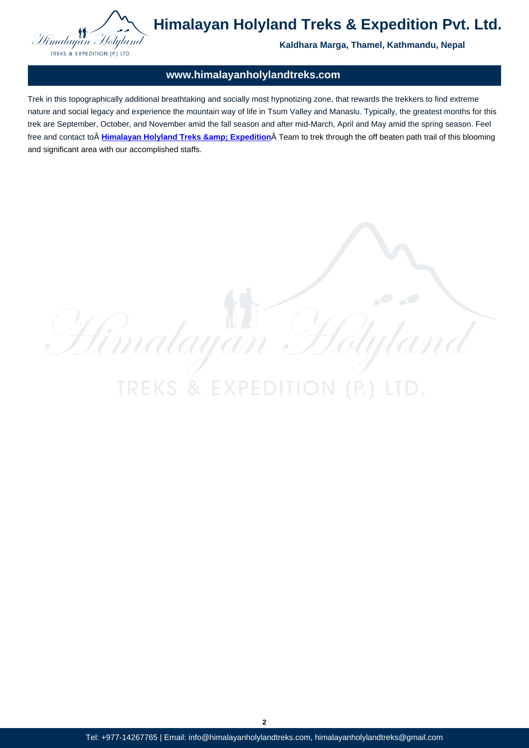Trek in this topographically additional breathtaking and socially most hypnotizing zone, that rewards the trekkers to find extreme nature and social legacy and experience the mountain way of life in Tsum Valley and Manaslu. Typically, the greatest months for this trek are September, October, and November amid the fall season and after mid-March, April and May amid the spring season. Feel free and contact toÂ **Himalayan Holyland Treks &amp; Expedition**Â Team to trek through the off beaten path trail of this blooming and significant area with our accomplished staffs.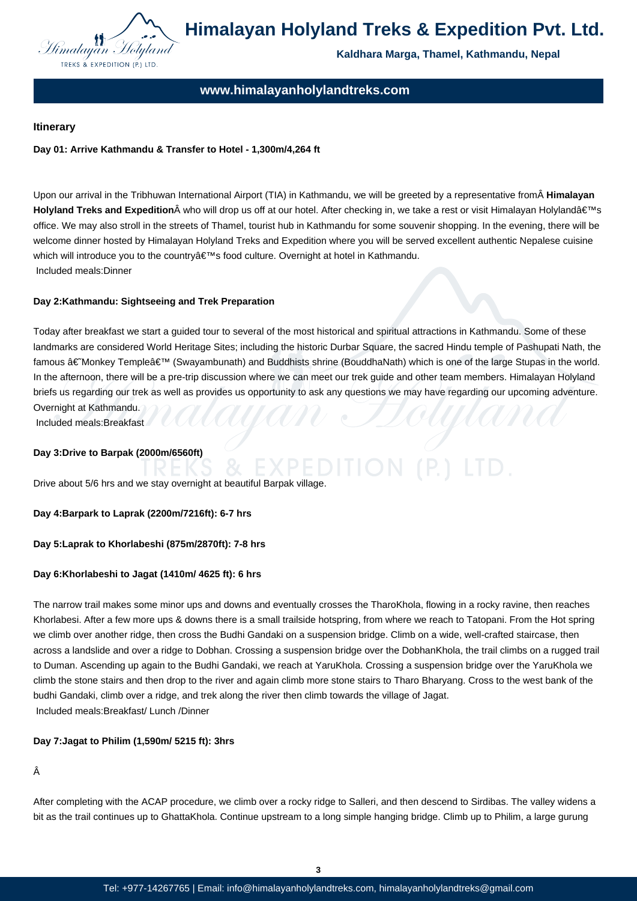## Itinerary

**Day 01: Arrive Kathmandu & Transfer to Hotel - 1,300m/4,264 ft**

Upon our arrival in the Tribhuwan International Airport (TIA) in Kathmandu, we will be greeted by a representative fromÂ **Himalayan Holyland Treks and Expedition**Â who will drop us off at our hotel. After checking in, we take a rest or visit Himalayan Holylandâ€™s office. We may also stroll in the streets of Thamel, tourist hub in Kathmandu for some souvenir shopping. In the evening, there will be welcome dinner hosted by Himalayan Holyland Treks and Expedition where you will be served excellent authentic Nepalese cuisine which will introduce you to the countryâ€™s food culture. Overnight at hotel in Kathmandu.
Included meals:Dinner

**Day 2:Kathmandu: Sightseeing and Trek Preparation**

Today after breakfast we start a guided tour to several of the most historical and spiritual attractions in Kathmandu. Some of these landmarks are considered World Heritage Sites; including the historic Durbar Square, the sacred Hindu temple of Pashupati Nath, the famous â€˜Monkey Templeâ€™ (Swayambunath) and Buddhists shrine (BouddhaNath) which is one of the large Stupas in the world. In the afternoon, there will be a pre-trip discussion where we can meet our trek guide and other team members. Himalayan Holyland briefs us regarding our trek as well as provides us opportunity to ask any questions we may have regarding our upcoming adventure. Overnight at Kathmandu.
Included meals:Breakfast

**Day 3:Drive to Barpak (2000m/6560ft)**

Drive about 5/6 hrs and we stay overnight at beautiful Barpak village.

**Day 4:Barpark to Laprak (2200m/7216ft): 6-7 hrs**

**Day 5:Laprak to Khorlabeshi (875m/2870ft): 7-8 hrs**

**Day 6:Khorlabeshi to Jagat (1410m/ 4625 ft): 6 hrs**

The narrow trail makes some minor ups and downs and eventually crosses the TharoKhola, flowing in a rocky ravine, then reaches Khorlabesi. After a few more ups & downs there is a small trailside hotspring, from where we reach to Tatopani. From the Hot spring we climb over another ridge, then cross the Budhi Gandaki on a suspension bridge. Climb on a wide, well-crafted staircase, then across a landslide and over a ridge to Dobhan. Crossing a suspension bridge over the DobhanKhola, the trail climbs on a rugged trail to Duman. Ascending up again to the Budhi Gandaki, we reach at YaruKhola. Crossing a suspension bridge over the YaruKhola we climb the stone stairs and then drop to the river and again climb more stone stairs to Tharo Bharyang. Cross to the west bank of the budhi Gandaki, climb over a ridge, and trek along the river then climb towards the village of Jagat.
Included meals:Breakfast/ Lunch /Dinner

**Day 7:Jagat to Philim (1,590m/ 5215 ft): 3hrs**

Â

After completing with the ACAP procedure, we climb over a rocky ridge to Salleri, and then descend to Sirdibas. The valley widens a bit as the trail continues up to GhattaKhola. Continue upstream to a long simple hanging bridge. Climb up to Philim, a large gurung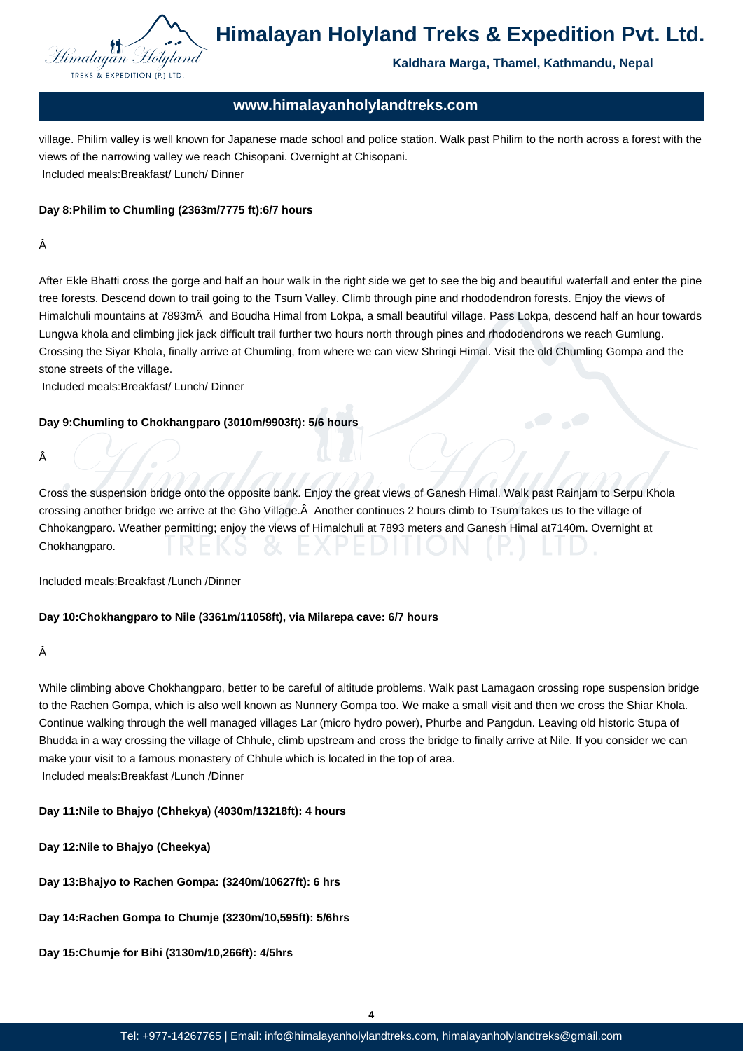village. Philim valley is well known for Japanese made school and police station. Walk past Philim to the north across a forest with the views of the narrowing valley we reach Chisopani. Overnight at Chisopani.

Included meals:Breakfast/ Lunch/ Dinner

**Day 8:Philim to Chumling (2363m/7775 ft):6/7 hours**

Â

After Ekle Bhatti cross the gorge and half an hour walk in the right side we get to see the big and beautiful waterfall and enter the pine tree forests. Descend down to trail going to the Tsum Valley. Climb through pine and rhododendron forests. Enjoy the views of Himalchuli mountains at 7893mÂ  and Boudha Himal from Lokpa, a small beautiful village. Pass Lokpa, descend half an hour towards Lungwa khola and climbing jick jack difficult trail further two hours north through pines and rhododendrons we reach Gumlung. Crossing the Siyar Khola, finally arrive at Chumling, from where we can view Shringi Himal. Visit the old Chumling Gompa and the stone streets of the village.

Included meals:Breakfast/ Lunch/ Dinner

**Day 9:Chumling to Chokhangparo (3010m/9903ft): 5/6 hours**

Â

Cross the suspension bridge onto the opposite bank. Enjoy the great views of Ganesh Himal. Walk past Rainjam to Serpu Khola crossing another bridge we arrive at the Gho Village.Â  Another continues 2 hours climb to Tsum takes us to the village of Chhokangparo. Weather permitting; enjoy the views of Himalchuli at 7893 meters and Ganesh Himal at7140m. Overnight at Chokhangparo.

Included meals:Breakfast /Lunch /Dinner

**Day 10:Chokhangparo to Nile (3361m/11058ft), via Milarepa cave: 6/7 hours**

Â

While climbing above Chokhangparo, better to be careful of altitude problems. Walk past Lamagaon crossing rope suspension bridge to the Rachen Gompa, which is also well known as Nunnery Gompa too. We make a small visit and then we cross the Shiar Khola. Continue walking through the well managed villages Lar (micro hydro power), Phurbe and Pangdun. Leaving old historic Stupa of Bhudda in a way crossing the village of Chhule, climb upstream and cross the bridge to finally arrive at Nile. If you consider we can make your visit to a famous monastery of Chhule which is located in the top of area.

Included meals:Breakfast /Lunch /Dinner

**Day 11:Nile to Bhajyo (Chhekya) (4030m/13218ft): 4 hours**

**Day 12:Nile to Bhajyo (Cheekya)**

**Day 13:Bhajyo to Rachen Gompa: (3240m/10627ft): 6 hrs**

**Day 14:Rachen Gompa to Chumje (3230m/10,595ft): 5/6hrs**

**Day 15:Chumje for Bihi (3130m/10,266ft): 4/5hrs**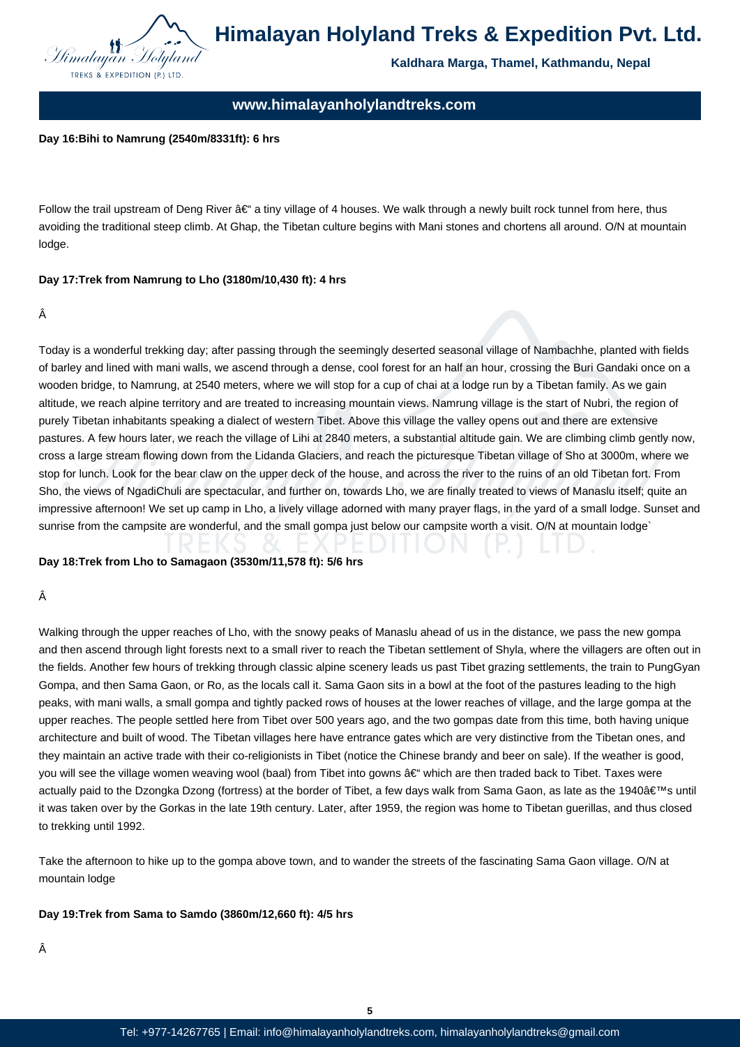**Day 16:Bihi to Namrung (2540m/8331ft): 6 hrs**

Follow the trail upstream of Deng River â€" a tiny village of 4 houses. We walk through a newly built rock tunnel from here, thus avoiding the traditional steep climb. At Ghap, the Tibetan culture begins with Mani stones and chortens all around. O/N at mountain lodge.

**Day 17:Trek from Namrung to Lho (3180m/10,430 ft): 4 hrs**

Â

Today is a wonderful trekking day; after passing through the seemingly deserted seasonal village of Nambachhe, planted with fields of barley and lined with mani walls, we ascend through a dense, cool forest for an half an hour, crossing the Buri Gandaki once on a wooden bridge, to Namrung, at 2540 meters, where we will stop for a cup of chai at a lodge run by a Tibetan family. As we gain altitude, we reach alpine territory and are treated to increasing mountain views. Namrung village is the start of Nubri, the region of purely Tibetan inhabitants speaking a dialect of western Tibet. Above this village the valley opens out and there are extensive pastures. A few hours later, we reach the village of Lihi at 2840 meters, a substantial altitude gain. We are climbing climb gently now, cross a large stream flowing down from the Lidanda Glaciers, and reach the picturesque Tibetan village of Sho at 3000m, where we stop for lunch. Look for the bear claw on the upper deck of the house, and across the river to the ruins of an old Tibetan fort. From Sho, the views of NgadiChuli are spectacular, and further on, towards Lho, we are finally treated to views of Manaslu itself; quite an impressive afternoon! We set up camp in Lho, a lively village adorned with many prayer flags, in the yard of a small lodge. Sunset and sunrise from the campsite are wonderful, and the small gompa just below our campsite worth a visit. O/N at mountain lodge`

**Day 18:Trek from Lho to Samagaon (3530m/11,578 ft): 5/6 hrs**

Â

Walking through the upper reaches of Lho, with the snowy peaks of Manaslu ahead of us in the distance, we pass the new gompa and then ascend through light forests next to a small river to reach the Tibetan settlement of Shyla, where the villagers are often out in the fields. Another few hours of trekking through classic alpine scenery leads us past Tibet grazing settlements, the train to PungGyan Gompa, and then Sama Gaon, or Ro, as the locals call it. Sama Gaon sits in a bowl at the foot of the pastures leading to the high peaks, with mani walls, a small gompa and tightly packed rows of houses at the lower reaches of village, and the large gompa at the upper reaches. The people settled here from Tibet over 500 years ago, and the two gompas date from this time, both having unique architecture and built of wood. The Tibetan villages here have entrance gates which are very distinctive from the Tibetan ones, and they maintain an active trade with their co-religionists in Tibet (notice the Chinese brandy and beer on sale). If the weather is good, you will see the village women weaving wool (baal) from Tibet into gowns â€" which are then traded back to Tibet. Taxes were actually paid to the Dzongka Dzong (fortress) at the border of Tibet, a few days walk from Sama Gaon, as late as the 1940â€™s until it was taken over by the Gorkas in the late 19th century. Later, after 1959, the region was home to Tibetan guerillas, and thus closed to trekking until 1992.

Take the afternoon to hike up to the gompa above town, and to wander the streets of the fascinating Sama Gaon village. O/N at mountain lodge

**Day 19:Trek from Sama to Samdo (3860m/12,660 ft): 4/5 hrs**

Â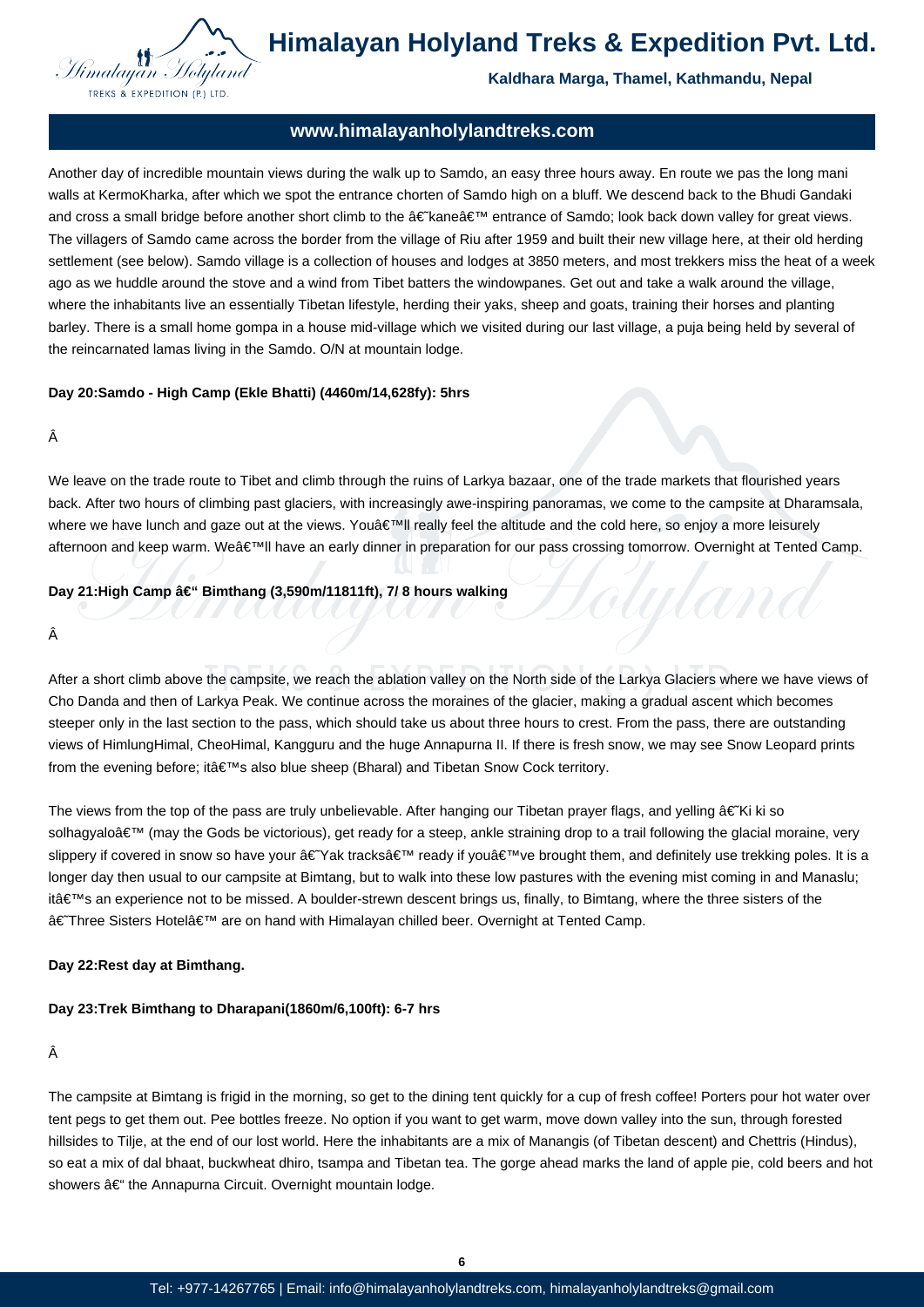Another day of incredible mountain views during the walk up to Samdo, an easy three hours away. En route we pas the long mani walls at KermoKharka, after which we spot the entrance chorten of Samdo high on a bluff. We descend back to the Bhudi Gandaki and cross a small bridge before another short climb to the â€˜kaneâ€™ entrance of Samdo; look back down valley for great views. The villagers of Samdo came across the border from the village of Riu after 1959 and built their new village here, at their old herding settlement (see below). Samdo village is a collection of houses and lodges at 3850 meters, and most trekkers miss the heat of a week ago as we huddle around the stove and a wind from Tibet batters the windowpanes. Get out and take a walk around the village, where the inhabitants live an essentially Tibetan lifestyle, herding their yaks, sheep and goats, training their horses and planting barley. There is a small home gompa in a house mid-village which we visited during our last village, a puja being held by several of the reincarnated lamas living in the Samdo. O/N at mountain lodge.

**Day 20:Samdo - High Camp (Ekle Bhatti) (4460m/14,628fy): 5hrs**

Â

We leave on the trade route to Tibet and climb through the ruins of Larkya bazaar, one of the trade markets that flourished years back. After two hours of climbing past glaciers, with increasingly awe-inspiring panoramas, we come to the campsite at Dharamsala, where we have lunch and gaze out at the views. Youâ€™ll really feel the altitude and the cold here, so enjoy a more leisurely afternoon and keep warm. Weâ€™ll have an early dinner in preparation for our pass crossing tomorrow. Overnight at Tented Camp.

**Day 21:High Camp â€“ Bimthang (3,590m/11811ft), 7/ 8 hours walking**

Â

After a short climb above the campsite, we reach the ablation valley on the North side of the Larkya Glaciers where we have views of Cho Danda and then of Larkya Peak. We continue across the moraines of the glacier, making a gradual ascent which becomes steeper only in the last section to the pass, which should take us about three hours to crest. From the pass, there are outstanding views of HimlungHimal, CheoHimal, Kangguru and the huge Annapurna II. If there is fresh snow, we may see Snow Leopard prints from the evening before; itâ€™s also blue sheep (Bharal) and Tibetan Snow Cock territory.

The views from the top of the pass are truly unbelievable. After hanging our Tibetan prayer flags, and yelling â€˜Ki ki so solhagyaloâ€™ (may the Gods be victorious), get ready for a steep, ankle straining drop to a trail following the glacial moraine, very slippery if covered in snow so have your â€˜Yak tracksâ€™ ready if youâ€™ve brought them, and definitely use trekking poles. It is a longer day then usual to our campsite at Bimtang, but to walk into these low pastures with the evening mist coming in and Manaslu; itâ€™s an experience not to be missed. A boulder-strewn descent brings us, finally, to Bimtang, where the three sisters of the â€˜Three Sisters Hotelâ€™ are on hand with Himalayan chilled beer. Overnight at Tented Camp.

**Day 22:Rest day at Bimthang.**

**Day 23:Trek Bimthang to Dharapani(1860m/6,100ft): 6-7 hrs**

Â

The campsite at Bimtang is frigid in the morning, so get to the dining tent quickly for a cup of fresh coffee! Porters pour hot water over tent pegs to get them out. Pee bottles freeze. No option if you want to get warm, move down valley into the sun, through forested hillsides to Tilje, at the end of our lost world. Here the inhabitants are a mix of Manangis (of Tibetan descent) and Chettris (Hindus), so eat a mix of dal bhaat, buckwheat dhiro, tsampa and Tibetan tea. The gorge ahead marks the land of apple pie, cold beers and hot showers â€“ the Annapurna Circuit. Overnight mountain lodge.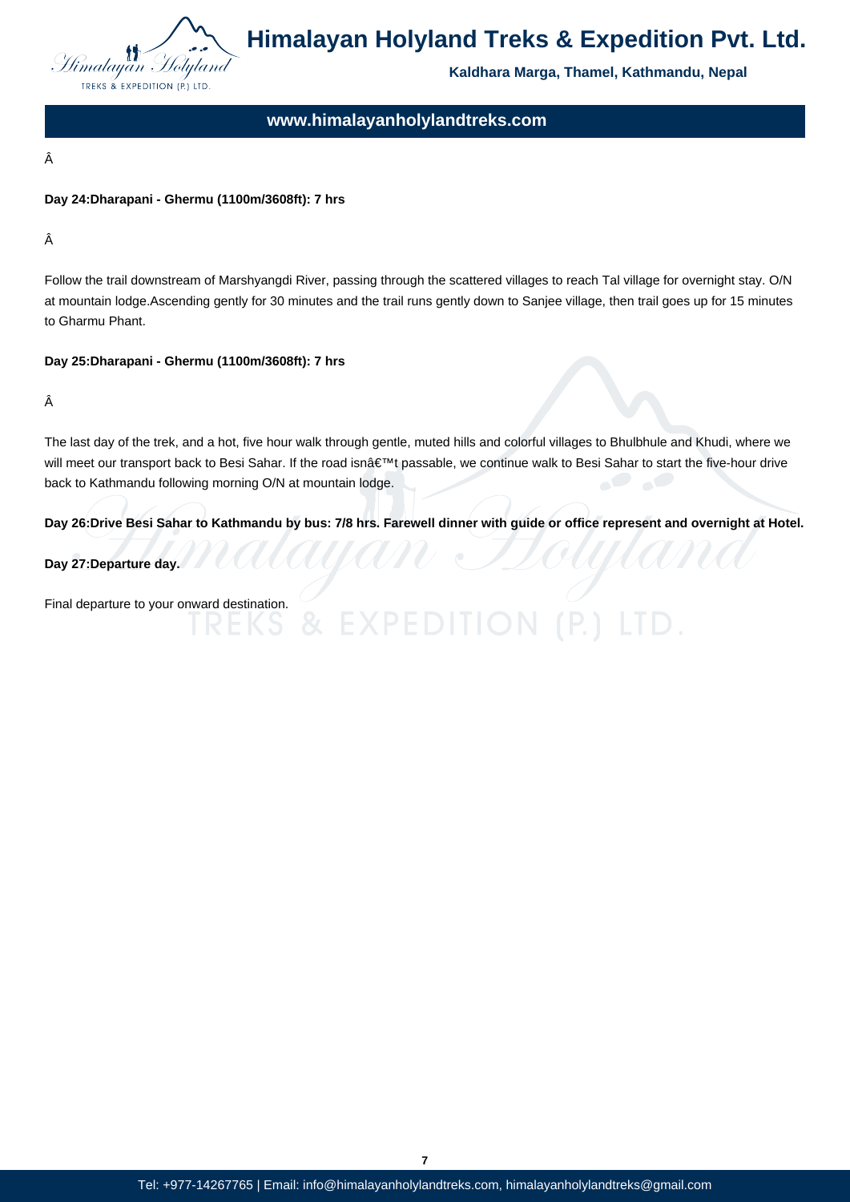Â

**Day 24:Dharapani - Ghermu (1100m/3608ft): 7 hrs**

Â

Follow the trail downstream of Marshyangdi River, passing through the scattered villages to reach Tal village for overnight stay. O/N at mountain lodge.Ascending gently for 30 minutes and the trail runs gently down to Sanjee village, then trail goes up for 15 minutes to Gharmu Phant.

**Day 25:Dharapani - Ghermu (1100m/3608ft): 7 hrs**

Â

The last day of the trek, and a hot, five hour walk through gentle, muted hills and colorful villages to Bhulbhule and Khudi, where we will meet our transport back to Besi Sahar. If the road isnâ€™t passable, we continue walk to Besi Sahar to start the five-hour drive back to Kathmandu following morning O/N at mountain lodge.

**Day 26:Drive Besi Sahar to Kathmandu by bus: 7/8 hrs. Farewell dinner with guide or office represent and overnight at Hotel.**

**Day 27:Departure day.**

Final departure to your onward destination.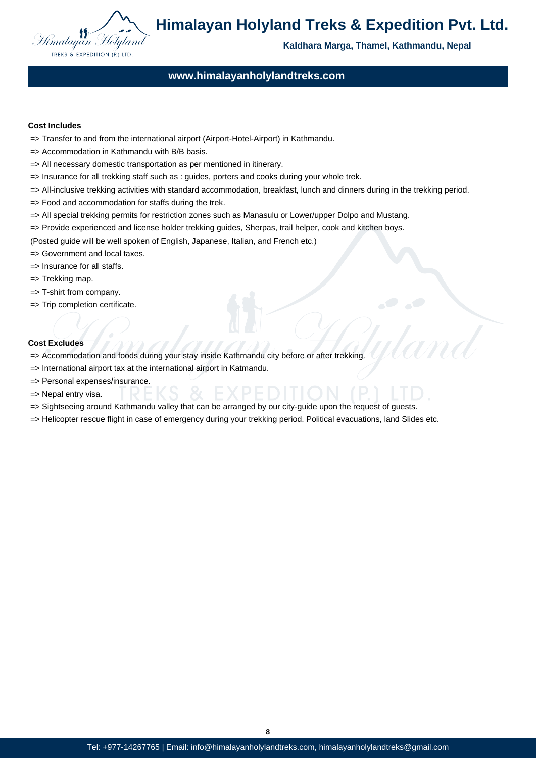**Cost Includes**

=> Transfer to and from the international airport (Airport-Hotel-Airport) in Kathmandu.

=> Accommodation in Kathmandu with B/B basis.

=> All necessary domestic transportation as per mentioned in itinerary.

=> Insurance for all trekking staff such as : guides, porters and cooks during your whole trek.

=> All-inclusive trekking activities with standard accommodation, breakfast, lunch and dinners during in the trekking period.

=> Food and accommodation for staffs during the trek.

=> All special trekking permits for restriction zones such as Manasulu or Lower/upper Dolpo and Mustang.

=> Provide experienced and license holder trekking guides, Sherpas, trail helper, cook and kitchen boys.

(Posted guide will be well spoken of English, Japanese, Italian, and French etc.)

=> Government and local taxes.

=> Insurance for all staffs.

=> Trekking map.

=> T-shirt from company.

=> Trip completion certificate.

**Cost Excludes**

=> Accommodation and foods during your stay inside Kathmandu city before or after trekking.

=> International airport tax at the international airport in Katmandu.

=> Personal expenses/insurance.

=> Nepal entry visa.

=> Sightseeing around Kathmandu valley that can be arranged by our city-guide upon the request of guests.

=> Helicopter rescue flight in case of emergency during your trekking period. Political evacuations, land Slides etc.